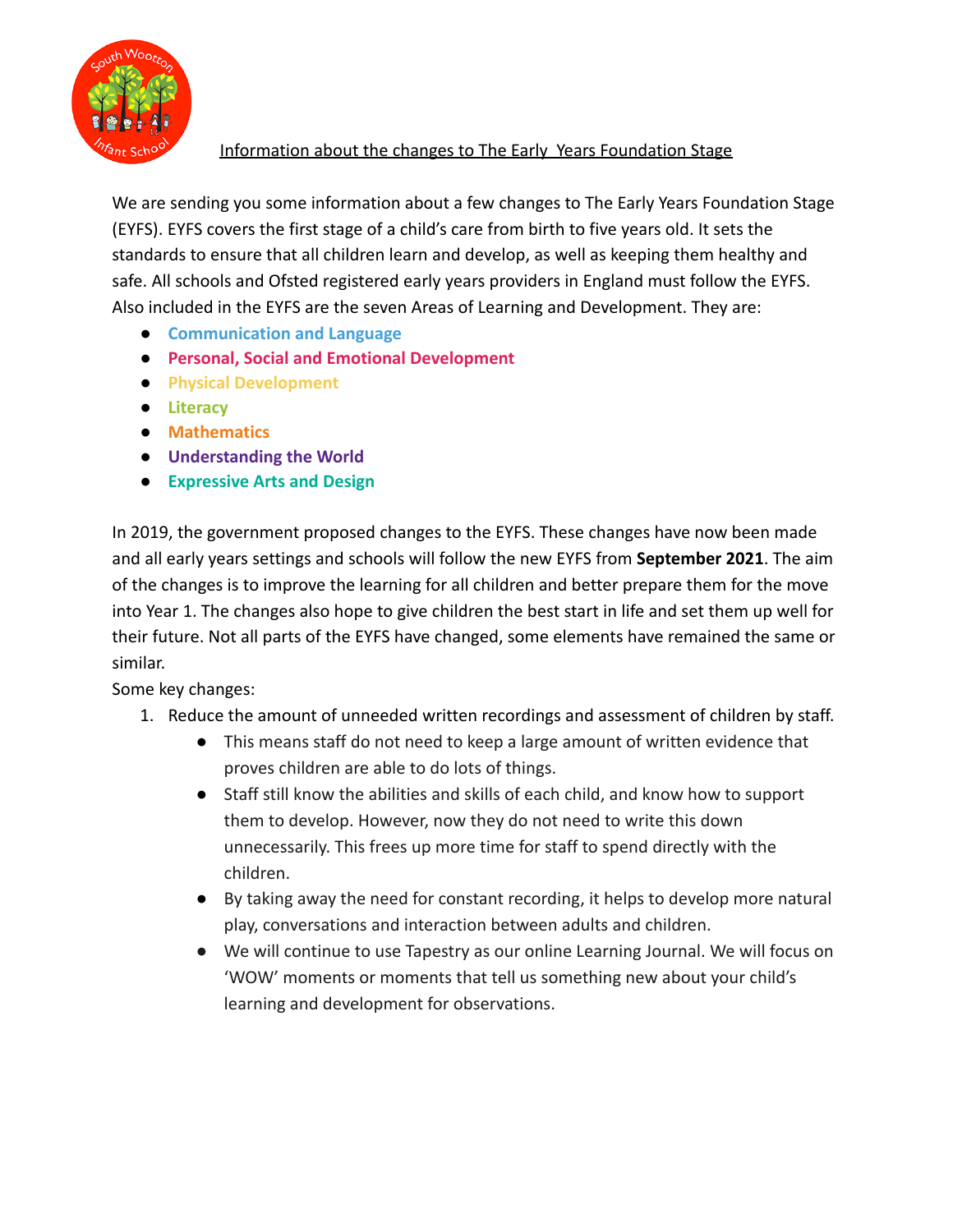Information about the changes to The Early  Years Foundation Stage

We are sending you some information about a few changes to The Early Years Foundation Stage (EYFS). EYFS covers the first stage of a child's care from birth to five years old. It sets the standards to ensure that all children learn and develop, as well as keeping them healthy and safe. All schools and Ofsted registered early years providers in England must follow the EYFS. Also included in the EYFS are the seven Areas of Learning and Development. They are:

- **Communication and Language**
- **Personal, Social and Emotional Development**
- **Physical Development**
- **Literacy**
- **Mathematics**
- **Understanding the World**
- **Expressive Arts and Design**

In 2019, the government proposed changes to the EYFS. These changes have now been made and all early years settings and schools will follow the new EYFS from **September 2021**. The aim of the changes is to improve the learning for all children and better prepare them for the move into Year 1. The changes also hope to give children the best start in life and set them up well for their future. Not all parts of the EYFS have changed, some elements have remained the same or similar.

Some key changes:

1. Reduce the amount of unneeded written recordings and assessment of children by staff.
    - This means staff do not need to keep a large amount of written evidence that proves children are able to do lots of things.
    - Staff still know the abilities and skills of each child, and know how to support them to develop. However, now they do not need to write this down unnecessarily. This frees up more time for staff to spend directly with the children.
    - By taking away the need for constant recording, it helps to develop more natural play, conversations and interaction between adults and children.
    - We will continue to use Tapestry as our online Learning Journal. We will focus on 'WOW' moments or moments that tell us something new about your child's learning and development for observations.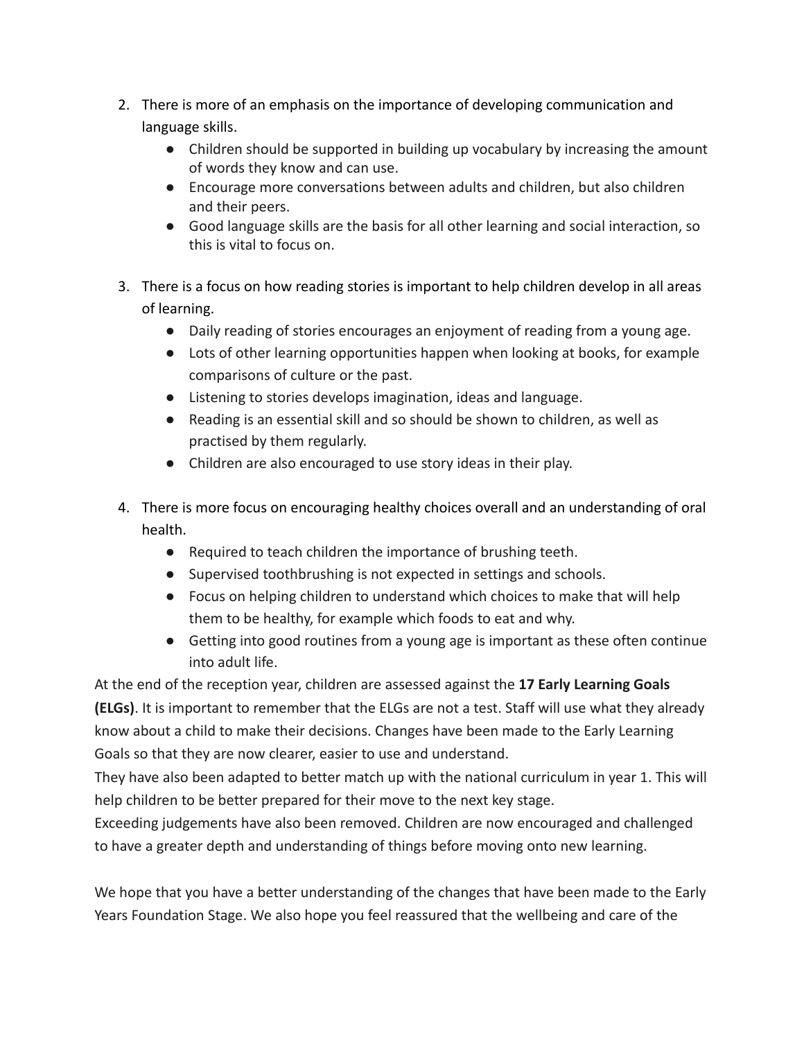2. There is more of an emphasis on the importance of developing communication and language skills.
    - Children should be supported in building up vocabulary by increasing the amount of words they know and can use.
    - Encourage more conversations between adults and children, but also children and their peers.
    - Good language skills are the basis for all other learning and social interaction, so this is vital to focus on.

3. There is a focus on how reading stories is important to help children develop in all areas of learning.
    - Daily reading of stories encourages an enjoyment of reading from a young age.
    - Lots of other learning opportunities happen when looking at books, for example comparisons of culture or the past.
    - Listening to stories develops imagination, ideas and language.
    - Reading is an essential skill and so should be shown to children, as well as practised by them regularly.
    - Children are also encouraged to use story ideas in their play.

4. There is more focus on encouraging healthy choices overall and an understanding of oral health.
    - Required to teach children the importance of brushing teeth.
    - Supervised toothbrushing is not expected in settings and schools.
    - Focus on helping children to understand which choices to make that will help them to be healthy, for example which foods to eat and why.
    - Getting into good routines from a young age is important as these often continue into adult life.

At the end of the reception year, children are assessed against the **17 Early Learning Goals (ELGs)**. It is important to remember that the ELGs are not a test. Staff will use what they already know about a child to make their decisions. Changes have been made to the Early Learning Goals so that they are now clearer, easier to use and understand.

They have also been adapted to better match up with the national curriculum in year 1. This will help children to be better prepared for their move to the next key stage.

Exceeding judgements have also been removed. Children are now encouraged and challenged to have a greater depth and understanding of things before moving onto new learning.

We hope that you have a better understanding of the changes that have been made to the Early Years Foundation Stage. We also hope you feel reassured that the wellbeing and care of the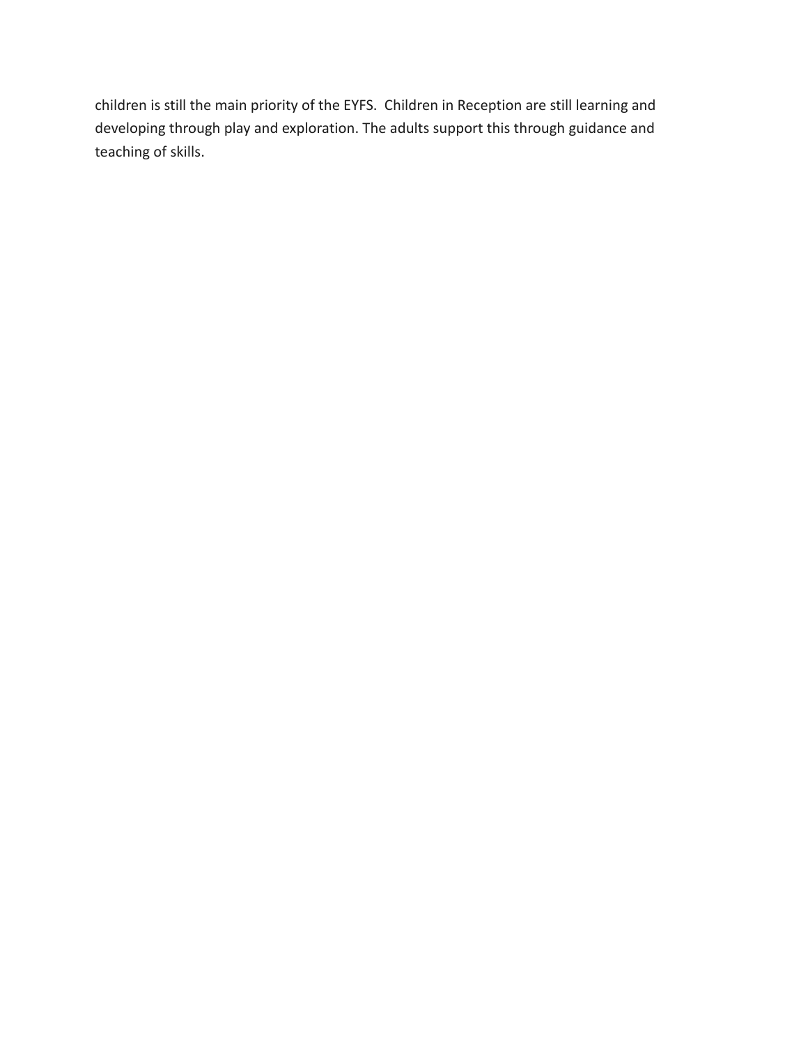children is still the main priority of the EYFS.  Children in Reception are still learning and developing through play and exploration. The adults support this through guidance and teaching of skills.